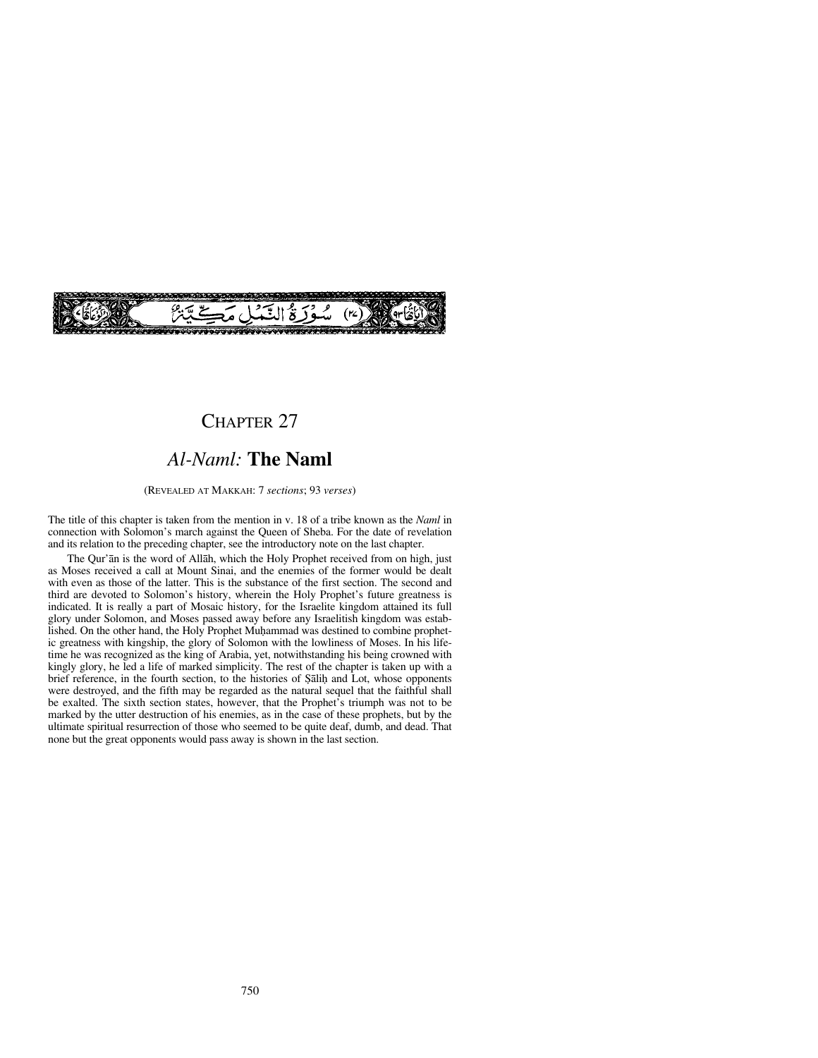(٢٧) سُوْرَةُ النَّمْلِ مَكِّيَّةٌ

# CHAPTER 27

## *Al-Naml:* **The Naml**

(REVEALED AT MAKKAH: 7 *sections*; 93 *verses*)

The title of this chapter is taken from the mention in v. 18 of a tribe known as the *Naml* in connection with Solomon's march against the Queen of Sheba. For the date of revelation and its relation to the preceding chapter, see the introductory note on the last chapter.

The Qur'ān is the word of Allāh, which the Holy Prophet received from on high, just as Moses received a call at Mount Sinai, and the enemies of the former would be dealt with even as those of the latter. This is the substance of the first section. The second and third are devoted to Solomon's history, wherein the Holy Prophet's future greatness is indicated. It is really a part of Mosaic history, for the Israelite kingdom attained its full glory under Solomon, and Moses passed away before any Israelitish kingdom was established. On the other hand, the Holy Prophet Muḥammad was destined to combine prophetic greatness with kingship, the glory of Solomon with the lowliness of Moses. In his lifetime he was recognized as the king of Arabia, yet, notwithstanding his being crowned with kingly glory, he led a life of marked simplicity. The rest of the chapter is taken up with a brief reference, in the fourth section, to the histories of Ṣāliḥ and Lot, whose opponents were destroyed, and the fifth may be regarded as the natural sequel that the faithful shall be exalted. The sixth section states, however, that the Prophet's triumph was not to be marked by the utter destruction of his enemies, as in the case of these prophets, but by the ultimate spiritual resurrection of those who seemed to be quite deaf, dumb, and dead. That none but the great opponents would pass away is shown in the last section.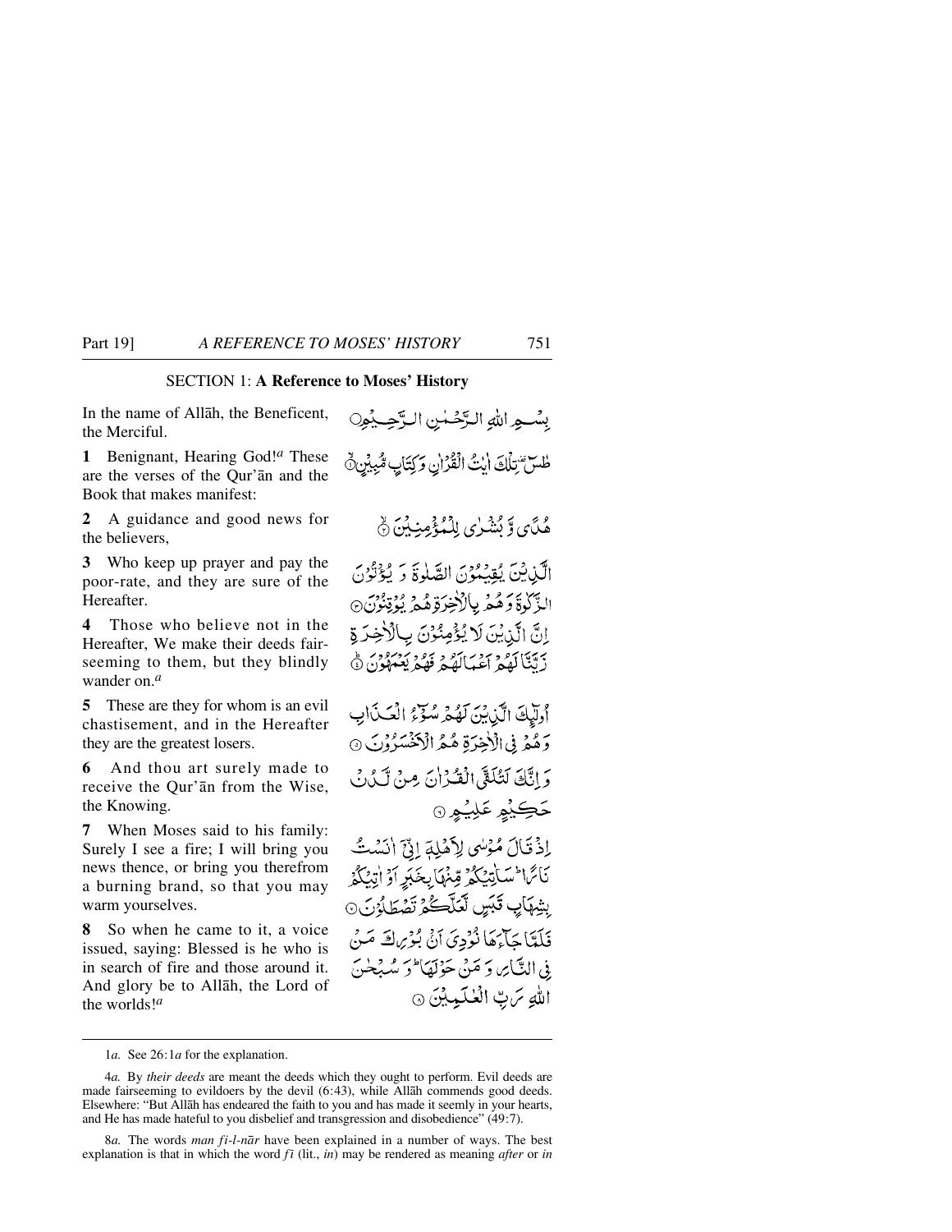SECTION 1: **A Reference to Moses' History**

In the name of Allāh, the Beneficent, the Merciful.

بِسۡمِ اللّٰہِ الرَّحۡمٰنِ الرَّحِیۡمِ

**1** Benignant, Hearing God![a] These are the verses of the Qur'ān and the Book that makes manifest:

طٰسٓ ۟ تِلۡکَ اٰیٰتُ الۡقُرۡاٰنِ وَ کِتَابٍ مُّبِیۡنٍ ۙ﴿۱﴾

**2** A guidance and good news for the believers,

ہُدًی وَّ بُشۡرٰی لِلۡمُؤۡمِنِیۡنَ ۙ﴿۲﴾

**3** Who keep up prayer and pay the poor-rate, and they are sure of the Hereafter.

الَّذِیۡنَ یُقِیۡمُوۡنَ الصَّلٰوۃَ وَ یُؤۡتُوۡنَ الزَّکٰوۃَ وَ ہُمۡ بِالۡاٰخِرَۃِ ہُمۡ یُوۡقِنُوۡنَ ﴿۳﴾

**4** Those who believe not in the Hereafter, We make their deeds fair-seeming to them, but they blindly wander on.[a]

اِنَّ الَّذِیۡنَ لَا یُؤۡمِنُوۡنَ بِالۡاٰخِرَۃِ زَیَّنَّا لَہُمۡ اَعۡمَالَہُمۡ فَہُمۡ یَعۡمَہُوۡنَ ؕ﴿۴﴾

**5** These are they for whom is an evil chastisement, and in the Hereafter they are the greatest losers.

اُولٰٓئِکَ الَّذِیۡنَ لَہُمۡ سُوۡٓءُ الۡعَذَابِ وَ ہُمۡ فِی الۡاٰخِرَۃِ ہُمُ الۡاَخۡسَرُوۡنَ ﴿۵﴾

**6** And thou art surely made to receive the Qur'ān from the Wise, the Knowing.

وَ اِنَّکَ لَتُلَقَّی الۡقُرۡاٰنَ مِنۡ لَّدُنۡ حَکِیۡمٍ عَلِیۡمٍ ﴿۶﴾

**7** When Moses said to his family: Surely I see a fire; I will bring you news thence, or bring you therefrom a burning brand, so that you may warm yourselves.

اِذۡ قَالَ مُوۡسٰی لِاَہۡلِہٖۤ اِنِّیۡۤ اٰنَسۡتُ نَارًا ؕ سَاٰتِیۡکُمۡ مِّنۡہَا بِخَبَرٍ اَوۡ اٰتِیۡکُمۡ بِشِہَابٍ قَبَسٍ لَّعَلَّکُمۡ تَصۡطَلُوۡنَ ﴿۷﴾

**8** So when he came to it, a voice issued, saying: Blessed is he who is in search of fire and those around it. And glory be to Allāh, the Lord of the worlds![a]

فَلَمَّا جَآءَہَا نُوۡدِیَ اَنۡۢ بُوۡرِکَ مَنۡ فِی النَّارِ وَ مَنۡ حَوۡلَہَا ؕ وَ سُبۡحٰنَ اللّٰہِ رَبِّ الۡعٰلَمِیۡنَ ﴿۸﴾

---

1*a.* See 26:1*a* for the explanation.

4*a.* By *their deeds* are meant the deeds which they ought to perform. Evil deeds are made fairseeming to evildoers by the devil (6:43), while Allāh commends good deeds. Elsewhere: "But Allāh has endeared the faith to you and has made it seemly in your hearts, and He has made hateful to you disbelief and transgression and disobedience" (49:7).

8*a.* The words *man fi-l-nār* have been explained in a number of ways. The best explanation is that in which the word *fī* (lit., *in*) may be rendered as meaning *after* or *in*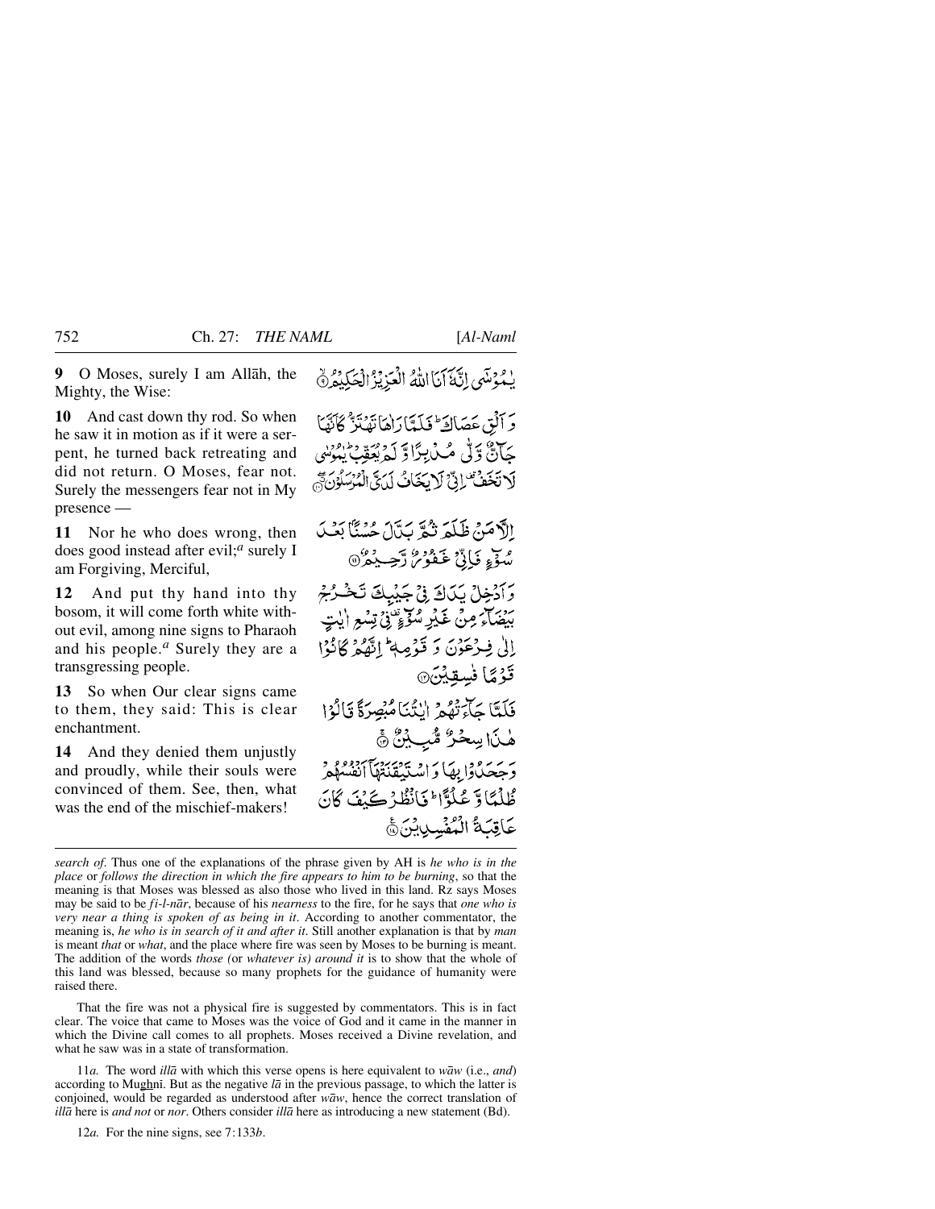**9** O Moses, surely I am Allāh, the Mighty, the Wise:

يٰمُوْسٰٓى اِنَّهٗٓ اَنَا اللّٰهُ الْعَزِيْزُ الْحَكِيْمُ ۙ﴿۹﴾

**10** And cast down thy rod. So when he saw it in motion as if it were a serpent, he turned back retreating and did not return. O Moses, fear not. Surely the messengers fear not in My presence —

وَ اَلْقِ عَصَاكَ ؕ فَلَمَّا رَاٰهَا تَهْتَزُّ كَاَنَّهَا جَآنٌّ وَّلّٰى مُدْبِرًا وَّ لَمْ يُعَقِّبْ ؕ يٰمُوْسٰى لَا تَخَفْ ۟ اِنِّيْ لَا يَخَافُ لَدَيَّ الْمُرْسَلُوْنَ ﴿۱۰﴾

**11** Nor he who does wrong, then does good instead after evil;[a] surely I am Forgiving, Merciful,

اِلَّا مَنْ ظَلَمَ ثُمَّ بَدَّلَ حُسْنًۢا بَعْدَ سُوْٓءٍ فَاِنِّيْ غَفُوْرٌ رَّحِيْمٌ ﴿۱۱﴾

**12** And put thy hand into thy bosom, it will come forth white without evil, among nine signs to Pharaoh and his people.[a] Surely they are a transgressing people.

وَ اَدْخِلْ يَدَكَ فِيْ جَيْبِكَ تَخْرُجْ بَيْضَآءَ مِنْ غَيْرِ سُوْٓءٍ ۟ فِيْ تِسْعِ اٰيٰتٍ اِلٰى فِرْعَوْنَ وَ قَوْمِهٖ ؕ اِنَّهُمْ كَانُوْا قَوْمًا فٰسِقِيْنَ ﴿۱۲﴾

**13** So when Our clear signs came to them, they said: This is clear enchantment.

فَلَمَّا جَآءَتْهُمْ اٰيٰتُنَا مُبْصِرَةً قَالُوْا هٰذَا سِحْرٌ مُّبِيْنٌ ﴿ۚ۱۳﴾

**14** And they denied them unjustly and proudly, while their souls were convinced of them. See, then, what was the end of the mischief-makers!

وَ جَحَدُوْا بِهَا وَ اسْتَيْقَنَتْهَآ اَنْفُسُهُمْ ظُلْمًا وَّ عُلُوًّا ؕ فَانْظُرْ كَيْفَ كَانَ عَاقِبَةُ الْمُفْسِدِيْنَ ﴿۱۴﴾

---

*search of*. Thus one of the explanations of the phrase given by AH is *he who is in the place* or *follows the direction in which the fire appears to him to be burning*, so that the meaning is that Moses was blessed as also those who lived in this land. Rz says Moses may be said to be *fi-l-nār*, because of his *nearness* to the fire, for he says that *one who is very near a thing is spoken of as being in it*. According to another commentator, the meaning is, *he who is in search of it and after it*. Still another explanation is that by *man* is meant *that* or *what*, and the place where fire was seen by Moses to be burning is meant. The addition of the words *those (*or *whatever is) around it* is to show that the whole of this land was blessed, because so many prophets for the guidance of humanity were raised there.

That the fire was not a physical fire is suggested by commentators. This is in fact clear. The voice that came to Moses was the voice of God and it came in the manner in which the Divine call comes to all prophets. Moses received a Divine revelation, and what he saw was in a state of transformation.

11*a*. The word *illā* with which this verse opens is here equivalent to *wāw* (i.e., *and*) according to Mughnī. But as the negative *lā* in the previous passage, to which the latter is conjoined, would be regarded as understood after *wāw*, hence the correct translation of *illā* here is *and not* or *nor*. Others consider *illā* here as introducing a new statement (Bd).

12*a*. For the nine signs, see 7:133*b*.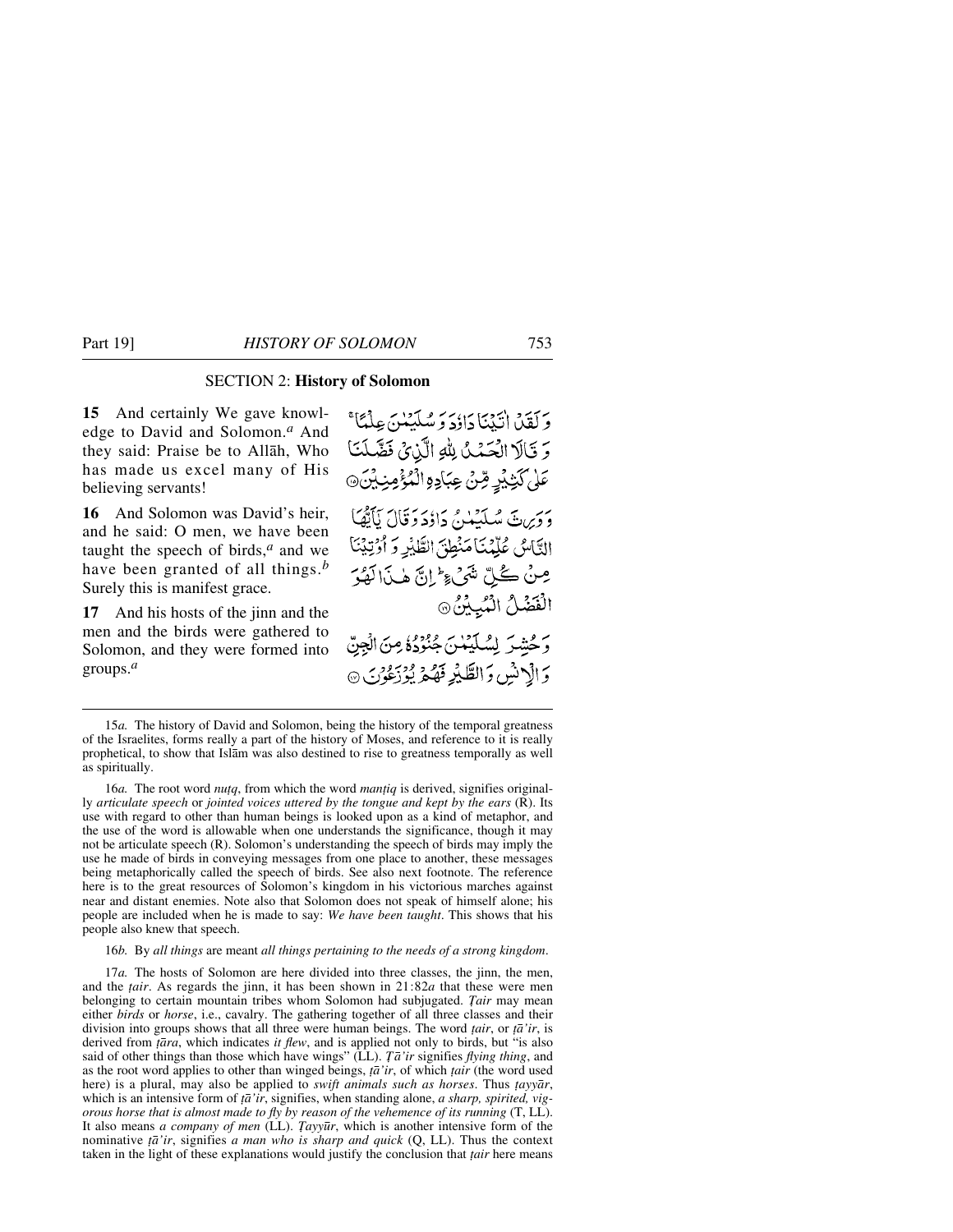## SECTION 2: **History of Solomon**

**15** And certainly We gave knowledge to David and Solomon.[a] And they said: Praise be to Allāh, Who has made us excel many of His believing servants!

وَ لَقَدْ اٰتَيْنَا دَاوٗدَ وَ سُلَيْمٰنَ عِلْمًا ۚ وَ قَالَا الْحَمْدُ لِلّٰهِ الَّذِيْ فَضَّلَنَا عَلٰى كَثِيْرٍ مِّنْ عِبَادِهِ الْمُؤْمِنِيْنَ ﴿۱۵﴾

**16** And Solomon was David's heir, and he said: O men, we have been taught the speech of birds,[a] and we have been granted of all things.[b] Surely this is manifest grace.

وَ وَرِثَ سُلَيْمٰنُ دَاوٗدَ وَ قَالَ يٰۤاَيُّهَا النَّاسُ عُلِّمْنَا مَنْطِقَ الطَّيْرِ وَ اُوْتِيْنَا مِنْ كُلِّ شَيْءٍ ؕ اِنَّ هٰذَا لَهُوَ الْفَضْلُ الْمُبِيْنُ ﴿۱۶﴾

**17** And his hosts of the jinn and the men and the birds were gathered to Solomon, and they were formed into groups.[a]

وَ حُشِرَ لِسُلَيْمٰنَ جُنُوْدُهٗ مِنَ الْجِنِّ وَ الْاِنْسِ وَ الطَّيْرِ فَهُمْ يُوْزَعُوْنَ ﴿۱۷﴾

---

15*a.* The history of David and Solomon, being the history of the temporal greatness of the Israelites, forms really a part of the history of Moses, and reference to it is really prophetical, to show that Islām was also destined to rise to greatness temporally as well as spiritually.

16*a.* The root word *nuṭq*, from which the word *manṭiq* is derived, signifies originally *articulate speech* or *jointed voices uttered by the tongue and kept by the ears* (R). Its use with regard to other than human beings is looked upon as a kind of metaphor, and the use of the word is allowable when one understands the significance, though it may not be articulate speech (R). Solomon's understanding the speech of birds may imply the use he made of birds in conveying messages from one place to another, these messages being metaphorically called the speech of birds. See also next footnote. The reference here is to the great resources of Solomon's kingdom in his victorious marches against near and distant enemies. Note also that Solomon does not speak of himself alone; his people are included when he is made to say: *We have been taught*. This shows that his people also knew that speech.

16*b.* By *all things* are meant *all things pertaining to the needs of a strong kingdom*.

17*a.* The hosts of Solomon are here divided into three classes, the jinn, the men, and the *ṭair*. As regards the jinn, it has been shown in 21:82*a* that these were men belonging to certain mountain tribes whom Solomon had subjugated. *Ṭair* may mean either *birds* or *horse*, i.e., cavalry. The gathering together of all three classes and their division into groups shows that all three were human beings. The word *ṭair*, or *ṭā'ir*, is derived from *ṭāra*, which indicates *it flew*, and is applied not only to birds, but "is also said of other things than those which have wings" (LL). *Ṭā'ir* signifies *flying thing*, and as the root word applies to other than winged beings, *ṭā'ir*, of which *ṭair* (the word used here) is a plural, may also be applied to *swift animals such as horses*. Thus *ṭayyār*, which is an intensive form of *ṭā'ir*, signifies, when standing alone, *a sharp, spirited, vigorous horse that is almost made to fly by reason of the vehemence of its running* (T, LL). It also means *a company of men* (LL). *Ṭayyūr*, which is another intensive form of the nominative *ṭā'ir*, signifies *a man who is sharp and quick* (Q, LL). Thus the context taken in the light of these explanations would justify the conclusion that *ṭair* here means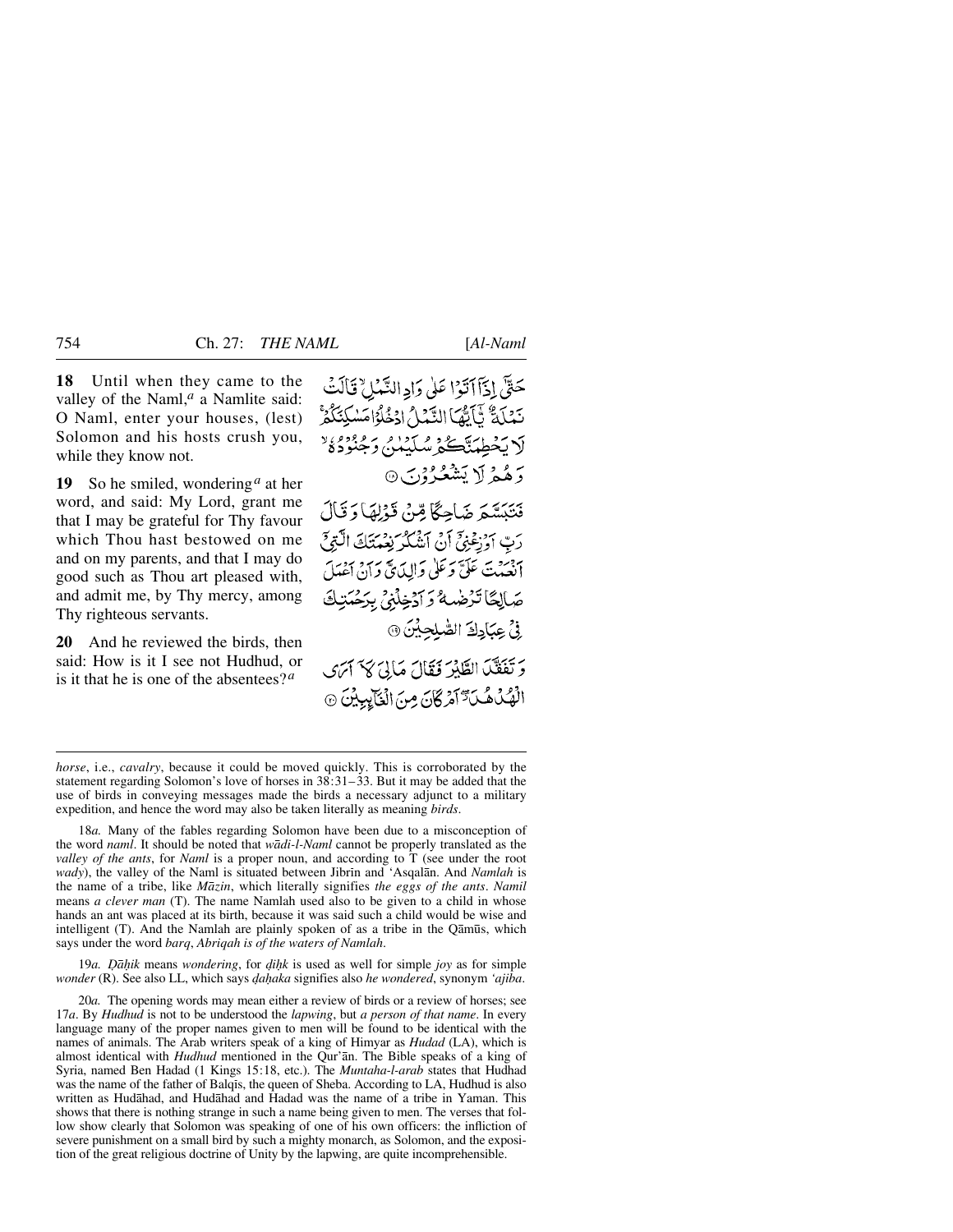**18** Until when they came to the valley of the Naml,[a] a Namlite said: O Naml, enter your houses, (lest) Solomon and his hosts crush you, while they know not.

حَتّٰۤی اِذَاۤ اَتَوۡا عَلٰی وَادِ النَّمۡلِ ۙ قَالَتۡ نَمۡلَۃٌ یّٰۤاَیُّہَا النَّمۡلُ ادۡخُلُوۡا مَسٰکِنَکُمۡ ۚ لَا یَحۡطِمَنَّکُمۡ سُلَیۡمٰنُ وَ جُنُوۡدُہٗ ۙ وَ ہُمۡ لَا یَشۡعُرُوۡنَ ﴿۱۸﴾

**19** So he smiled, wondering[a] at her word, and said: My Lord, grant me that I may be grateful for Thy favour which Thou hast bestowed on me and on my parents, and that I may do good such as Thou art pleased with, and admit me, by Thy mercy, among Thy righteous servants.

فَتَبَسَّمَ ضَاحِکًا مِّنۡ قَوۡلِہَا وَ قَالَ رَبِّ اَوۡزِعۡنِیۡۤ اَنۡ اَشۡکُرَ نِعۡمَتَکَ الَّتِیۡۤ اَنۡعَمۡتَ عَلَیَّ وَ عَلٰی وَالِدَیَّ وَ اَنۡ اَعۡمَلَ صَالِحًا تَرۡضٰہُ وَ اَدۡخِلۡنِیۡ بِرَحۡمَتِکَ فِیۡ عِبَادِکَ الصّٰلِحِیۡنَ ﴿۱۹﴾

**20** And he reviewed the birds, then said: How is it I see not Hudhud, or is it that he is one of the absentees?[a]

وَ تَفَقَّدَ الطَّیۡرَ فَقَالَ مَا لِیَ لَاۤ اَرَی الۡہُدۡہُدَ ۫ۖ اَمۡ کَانَ مِنَ الۡغَآئِبِیۡنَ ﴿۲۰﴾

---

*horse*, i.e., *cavalry*, because it could be moved quickly. This is corroborated by the statement regarding Solomon's love of horses in 38:31–33. But it may be added that the use of birds in conveying messages made the birds a necessary adjunct to a military expedition, and hence the word may also be taken literally as meaning *birds*.

18*a.* Many of the fables regarding Solomon have been due to a misconception of the word *naml*. It should be noted that *wādi-l-Naml* cannot be properly translated as the *valley of the ants*, for *Naml* is a proper noun, and according to T (see under the root *wady*), the valley of the Naml is situated between Jibrīn and 'Asqalān. And *Namlah* is the name of a tribe, like *Māzin*, which literally signifies *the eggs of the ants*. *Namil* means *a clever man* (T). The name Namlah used also to be given to a child in whose hands an ant was placed at its birth, because it was said such a child would be wise and intelligent (T). And the Namlah are plainly spoken of as a tribe in the Qāmūs, which says under the word *barq*, *Abriqah is of the waters of Namlah*.

19*a.* *Ḍāḥik* means *wondering*, for *ḍiḥk* is used as well for simple *joy* as for simple *wonder* (R). See also LL, which says *ḍaḥaka* signifies also *he wondered*, synonym *'ajiba*.

20*a.* The opening words may mean either a review of birds or a review of horses; see 17*a*. By *Hudhud* is not to be understood the *lapwing*, but *a person of that name*. In every language many of the proper names given to men will be found to be identical with the names of animals. The Arab writers speak of a king of Himyar as *Hudad* (LA), which is almost identical with *Hudhud* mentioned in the Qur'ān. The Bible speaks of a king of Syria, named Ben Hadad (1 Kings 15:18, etc.). The *Muntaha-l-arab* states that Hudhad was the name of the father of Balqīs, the queen of Sheba. According to LA, Hudhud is also written as Hudāhad, and Hudāhad and Hadad was the name of a tribe in Yaman. This shows that there is nothing strange in such a name being given to men. The verses that follow show clearly that Solomon was speaking of one of his own officers: the infliction of severe punishment on a small bird by such a mighty monarch, as Solomon, and the exposition of the great religious doctrine of Unity by the lapwing, are quite incomprehensible.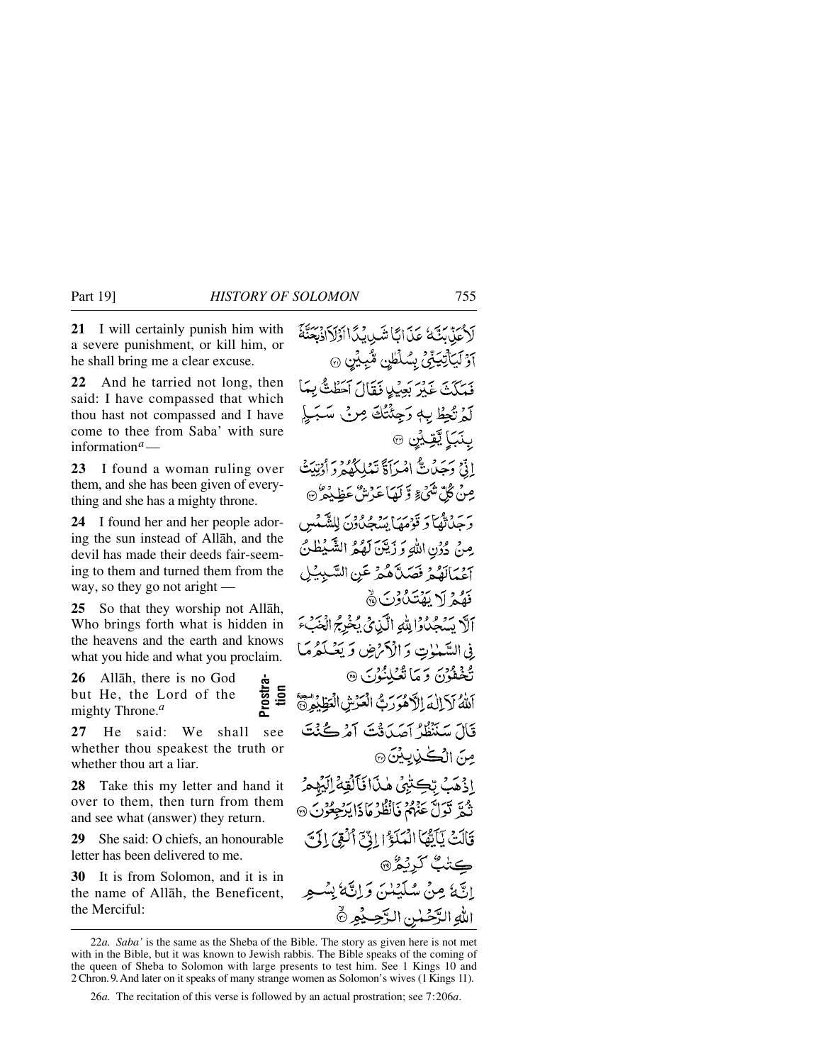**21** I will certainly punish him with a severe punishment, or kill him, or he shall bring me a clear excuse.

لَأُعَذِّبَنَّهُ عَذَابًا شَدِيدًا أَوْ لَأَاذْبَحَنَّهُ أَوْ لَيَأْتِيَنِّي بِسُلْطَانٍ مُّبِينٍ ﴿٢١﴾

**22** And he tarried not long, then said: I have compassed that which thou hast not compassed and I have come to thee from Saba' with sure information[a] —

فَمَكَثَ غَيْرَ بَعِيدٍ فَقَالَ أَحَطتُ بِمَا لَمْ تُحِطْ بِهِ وَجِئْتُكَ مِن سَبَإٍ بِنَبَإٍ يَقِينٍ ﴿٢٢﴾

**23** I found a woman ruling over them, and she has been given of everything and she has a mighty throne.

إِنِّي وَجَدتُّ امْرَأَةً تَمْلِكُهُمْ وَأُوتِيَتْ مِن كُلِّ شَيْءٍ وَلَهَا عَرْشٌ عَظِيمٌ ﴿٢٣﴾

**24** I found her and her people adoring the sun instead of Allāh, and the devil has made their deeds fair-seeming to them and turned them from the way, so they go not aright —

وَجَدتُّهَا وَقَوْمَهَا يَسْجُدُونَ لِلشَّمْسِ مِن دُونِ اللَّهِ وَزَيَّنَ لَهُمُ الشَّيْطَانُ أَعْمَالَهُمْ فَصَدَّهُمْ عَنِ السَّبِيلِ فَهُمْ لَا يَهْتَدُونَ ﴿٢٤﴾

**25** So that they worship not Allāh, Who brings forth what is hidden in the heavens and the earth and knows what you hide and what you proclaim.

أَلَّا يَسْجُدُوا لِلَّهِ الَّذِي يُخْرِجُ الْخَبْءَ فِي السَّمَاوَاتِ وَالْأَرْضِ وَيَعْلَمُ مَا تُخْفُونَ وَمَا تُعْلِنُونَ ﴿٢٥﴾

**26** Allāh, there is no God but He, the Lord of the mighty Throne.[a] **Prostration**

اللَّهُ لَا إِلَٰهَ إِلَّا هُوَ رَبُّ الْعَرْشِ الْعَظِيمِ ۩ ﴿٢٦﴾

**27** He said: We shall see whether thou speakest the truth or whether thou art a liar.

قَالَ سَنَنظُرُ أَصَدَقْتَ أَمْ كُنتَ مِنَ الْكَاذِبِينَ ﴿٢٧﴾

**28** Take this my letter and hand it over to them, then turn from them and see what (answer) they return.

اذْهَب بِّكِتَابِي هَٰذَا فَأَلْقِهْ إِلَيْهِمْ ثُمَّ تَوَلَّ عَنْهُمْ فَانظُرْ مَاذَا يَرْجِعُونَ ﴿٢٨﴾

**29** She said: O chiefs, an honourable letter has been delivered to me.

قَالَتْ يَا أَيُّهَا الْمَلَأُ إِنِّي أُلْقِيَ إِلَيَّ كِتَابٌ كَرِيمٌ ﴿٢٩﴾

**30** It is from Solomon, and it is in the name of Allāh, the Beneficent, the Merciful:

إِنَّهُ مِن سُلَيْمَانَ وَإِنَّهُ بِسْمِ اللَّهِ الرَّحْمَٰنِ الرَّحِيمِ ﴿٣٠﴾

---

22*a.* *Saba'* is the same as the Sheba of the Bible. The story as given here is not met with in the Bible, but it was known to Jewish rabbis. The Bible speaks of the coming of the queen of Sheba to Solomon with large presents to test him. See 1 Kings 10 and 2 Chron. 9. And later on it speaks of many strange women as Solomon's wives (1 Kings 11).

26*a.* The recitation of this verse is followed by an actual prostration; see 7:206*a*.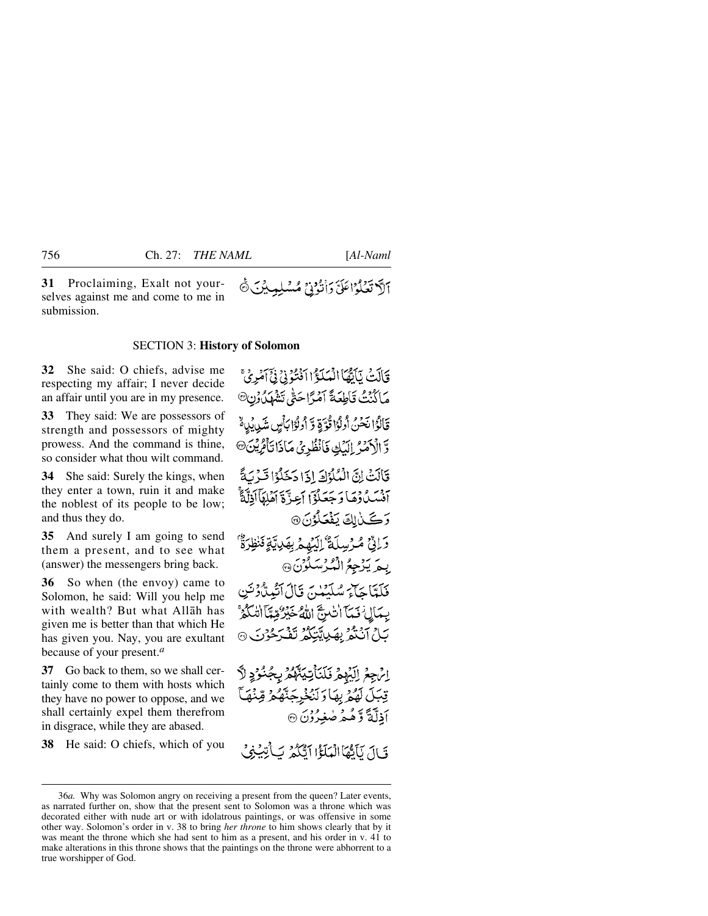**31** Proclaiming, Exalt not yourselves against me and come to me in submission.

أَلَّا تَعْلُوا عَلَيَّ وَأْتُونِي مُسْلِمِينَ ﴿٣١﴾

## SECTION 3: History of Solomon

**32** She said: O chiefs, advise me respecting my affair; I never decide an affair until you are in my presence.

قَالَتْ يَا أَيُّهَا الْمَلَأُ أَفْتُونِي فِي أَمْرِي مَا كُنتُ قَاطِعَةً أَمْرًا حَتَّىٰ تَشْهَدُونِ ﴿٣٢﴾

**33** They said: We are possessors of strength and possessors of mighty prowess. And the command is thine, so consider what thou wilt command.

قَالُوا نَحْنُ أُولُو قُوَّةٍ وَأُولُو بَأْسٍ شَدِيدٍ وَالْأَمْرُ إِلَيْكِ فَانظُرِي مَاذَا تَأْمُرِينَ ﴿٣٣﴾

**34** She said: Surely the kings, when they enter a town, ruin it and make the noblest of its people to be low; and thus they do.

قَالَتْ إِنَّ الْمُلُوكَ إِذَا دَخَلُوا قَرْيَةً أَفْسَدُوهَا وَجَعَلُوا أَعِزَّةَ أَهْلِهَا أَذِلَّةً وَكَذَٰلِكَ يَفْعَلُونَ ﴿٣٤﴾

**35** And surely I am going to send them a present, and to see what (answer) the messengers bring back.

وَإِنِّي مُرْسِلَةٌ إِلَيْهِم بِهَدِيَّةٍ فَنَاظِرَةٌ بِمَ يَرْجِعُ الْمُرْسَلُونَ ﴿٣٥﴾

**36** So when (the envoy) came to Solomon, he said: Will you help me with wealth? But what Allāh has given me is better than that which He has given you. Nay, you are exultant because of your present.[a]

فَلَمَّا جَاءَ سُلَيْمَانَ قَالَ أَتُمِدُّونَنِ بِمَالٍ فَمَا آتَانِيَ اللَّهُ خَيْرٌ مِّمَّا آتَاكُم بَلْ أَنتُم بِهَدِيَّتِكُمْ تَفْرَحُونَ ﴿٣٦﴾

**37** Go back to them, so we shall certainly come to them with hosts which they have no power to oppose, and we shall certainly expel them therefrom in disgrace, while they are abased.

ارْجِعْ إِلَيْهِمْ فَلَنَأْتِيَنَّهُم بِجُنُودٍ لَّا قِبَلَ لَهُم بِهَا وَلَنُخْرِجَنَّهُم مِّنْهَا أَذِلَّةً وَهُمْ صَاغِرُونَ ﴿٣٧﴾

**38** He said: O chiefs, which of you

قَالَ يَا أَيُّهَا الْمَلَأُ أَيُّكُمْ يَأْتِينِي

---

36*a.* Why was Solomon angry on receiving a present from the queen? Later events, as narrated further on, show that the present sent to Solomon was a throne which was decorated either with nude art or with idolatrous paintings, or was offensive in some other way. Solomon's order in v. 38 to bring *her throne* to him shows clearly that by it was meant the throne which she had sent to him as a present, and his order in v. 41 to make alterations in this throne shows that the paintings on the throne were abhorrent to a true worshipper of God.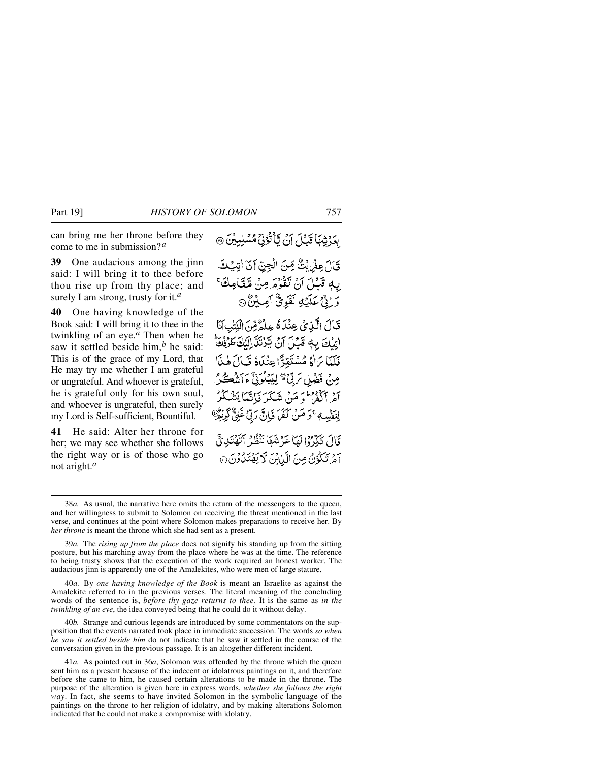can bring me her throne before they come to me in submission?[a]

بِعَرْشِهَا قَبْلَ اَنْ يَّاْتُوْنِيْ مُسْلِمِيْنَ ۝

**39** One audacious among the jinn said: I will bring it to thee before thou rise up from thy place; and surely I am strong, trusty for it.[a]

قَالَ عِفْرِيْتٌ مِّنَ الْجِنِّ اَنَا اٰتِيْكَ بِهٖ قَبْلَ اَنْ تَقُوْمَ مِنْ مَّقَامِكَ ۚ وَ اِنِّيْ عَلَيْهِ لَقَوِيٌّ اَمِيْنٌ ۝

**40** One having knowledge of the Book said: I will bring it to thee in the twinkling of an eye.[a] Then when he saw it settled beside him,[b] he said: This is of the grace of my Lord, that He may try me whether I am grateful or ungrateful. And whoever is grateful, he is grateful only for his own soul, and whoever is ungrateful, then surely my Lord is Self-sufficient, Bountiful.

قَالَ الَّذِيْ عِنْدَهٗ عِلْمٌ مِّنَ الْكِتٰبِ اَنَا اٰتِيْكَ بِهٖ قَبْلَ اَنْ يَّرْتَدَّ اِلَيْكَ طَرْفُكَ ؕ فَلَمَّا رَاٰهُ مُسْتَقِرًّا عِنْدَهٗ قَالَ هٰذَا مِنْ فَضْلِ رَبِّيْ ۟ۖ لِيَبْلُوَنِيْۤ ءَاَشْكُرُ اَمْ اَكْفُرُ ؕ وَ مَنْ شَكَرَ فَاِنَّمَا يَشْكُرُ لِنَفْسِهٖ ۚ وَ مَنْ كَفَرَ فَاِنَّ رَبِّيْ غَنِيٌّ كَرِيْمٌ ۝

**41** He said: Alter her throne for her; we may see whether she follows the right way or is of those who go not aright.[a]

قَالَ نَكِّرُوْا لَهَا عَرْشَهَا نَنْظُرْ اَتَهْتَدِيْۤ اَمْ تَكُوْنُ مِنَ الَّذِيْنَ لَا يَهْتَدُوْنَ ۝

---

38*a.* As usual, the narrative here omits the return of the messengers to the queen, and her willingness to submit to Solomon on receiving the threat mentioned in the last verse, and continues at the point where Solomon makes preparations to receive her. By *her throne* is meant the throne which she had sent as a present.

39*a.* The *rising up from the place* does not signify his standing up from the sitting posture, but his marching away from the place where he was at the time. The reference to being trusty shows that the execution of the work required an honest worker. The audacious jinn is apparently one of the Amalekites, who were men of large stature.

40*a.* By *one having knowledge of the Book* is meant an Israelite as against the Amalekite referred to in the previous verses. The literal meaning of the concluding words of the sentence is, *before thy gaze returns to thee*. It is the same as *in the twinkling of an eye*, the idea conveyed being that he could do it without delay.

40*b.* Strange and curious legends are introduced by some commentators on the supposition that the events narrated took place in immediate succession. The words *so when he saw it settled beside him* do not indicate that he saw it settled in the course of the conversation given in the previous passage. It is an altogether different incident.

41*a.* As pointed out in 36*a*, Solomon was offended by the throne which the queen sent him as a present because of the indecent or idolatrous paintings on it, and therefore before she came to him, he caused certain alterations to be made in the throne. The purpose of the alteration is given here in express words, *whether she follows the right way*. In fact, she seems to have invited Solomon in the symbolic language of the paintings on the throne to her religion of idolatry, and by making alterations Solomon indicated that he could not make a compromise with idolatry.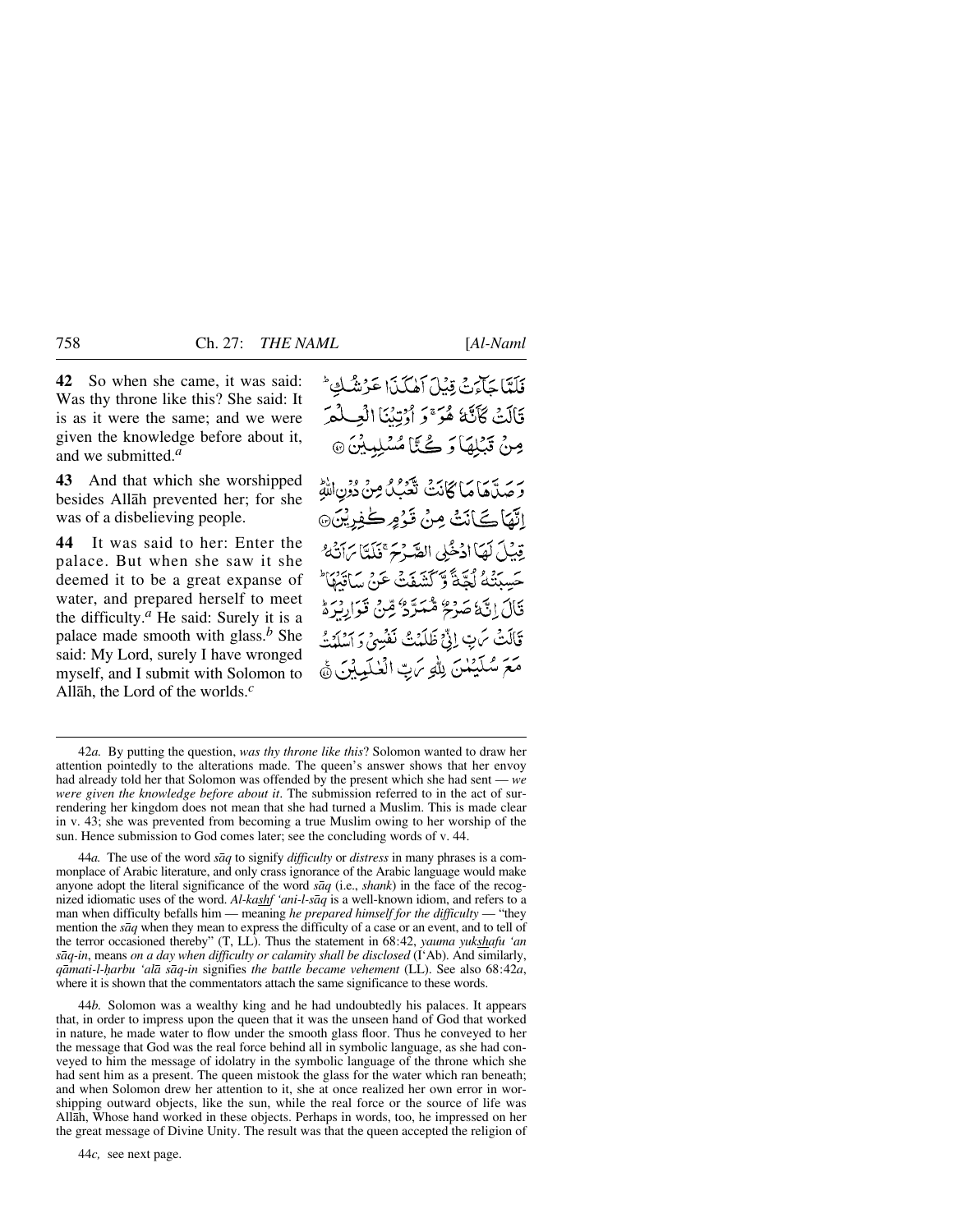**42** So when she came, it was said: Was thy throne like this? She said: It is as it were the same; and we were given the knowledge before about it, and we submitted.[a]

فَلَمَّا جَآءَتْ قِيْلَ اَهٰكَذَا عَرْشُكِ ؕ قَالَتْ كَاَنَّهٗ هُوَ ۚ وَ اُوْتِيْنَا الْعِلْمَ مِنْ قَبْلِهَا وَ كُنَّا مُسْلِمِيْنَ ﴿۴۲﴾

**43** And that which she worshipped besides Allāh prevented her; for she was of a disbelieving people.

وَ صَدَّهَا مَا كَانَتْ تَّعْبُدُ مِنْ دُوْنِ اللّٰهِ ؕ اِنَّهَا كَانَتْ مِنْ قَوْمٍ كٰفِرِيْنَ ﴿۴۳﴾

**44** It was said to her: Enter the palace. But when she saw it she deemed it to be a great expanse of water, and prepared herself to meet the difficulty.[a] He said: Surely it is a palace made smooth with glass.[b] She said: My Lord, surely I have wronged myself, and I submit with Solomon to Allāh, the Lord of the worlds.[c]

قِيْلَ لَهَا ادْخُلِي الصَّرْحَ ۚ فَلَمَّا رَاَتْهُ حَسِبَتْهُ لُجَّةً وَّ كَشَفَتْ عَنْ سَاقَيْهَا ؕ قَالَ اِنَّهٗ صَرْحٌ مُّمَرَّدٌ مِّنْ قَوَارِيْرَ ؕ قَالَتْ رَبِّ اِنِّيْ ظَلَمْتُ نَفْسِيْ وَ اَسْلَمْتُ مَعَ سُلَيْمٰنَ لِلّٰهِ رَبِّ الْعٰلَمِيْنَ ﴿۴۴﴾

---

42*a.* By putting the question, *was thy throne like this*? Solomon wanted to draw her attention pointedly to the alterations made. The queen's answer shows that her envoy had already told her that Solomon was offended by the present which she had sent — *we were given the knowledge before about it*. The submission referred to in the act of surrendering her kingdom does not mean that she had turned a Muslim. This is made clear in v. 43; she was prevented from becoming a true Muslim owing to her worship of the sun. Hence submission to God comes later; see the concluding words of v. 44.

44*a.* The use of the word *sāq* to signify *difficulty* or *distress* in many phrases is a commonplace of Arabic literature, and only crass ignorance of the Arabic language would make anyone adopt the literal significance of the word *sāq* (i.e., *shank*) in the face of the recognized idiomatic uses of the word. *Al-kashf 'ani-l-sāq* is a well-known idiom, and refers to a man when difficulty befalls him — meaning *he prepared himself for the difficulty* — "they mention the *sāq* when they mean to express the difficulty of a case or an event, and to tell of the terror occasioned thereby" (T, LL). Thus the statement in 68:42, *yauma yukshafu 'an sāq-in*, means *on a day when difficulty or calamity shall be disclosed* (I'Ab). And similarly, *qāmati-l-ḥarbu 'alā sāq-in* signifies *the battle became vehement* (LL). See also 68:42*a*, where it is shown that the commentators attach the same significance to these words.

44*b.* Solomon was a wealthy king and he had undoubtedly his palaces. It appears that, in order to impress upon the queen that it was the unseen hand of God that worked in nature, he made water to flow under the smooth glass floor. Thus he conveyed to her the message that God was the real force behind all in symbolic language, as she had conveyed to him the message of idolatry in the symbolic language of the throne which she had sent him as a present. The queen mistook the glass for the water which ran beneath; and when Solomon drew her attention to it, she at once realized her own error in worshipping outward objects, like the sun, while the real force or the source of life was Allāh, Whose hand worked in these objects. Perhaps in words, too, he impressed on her the great message of Divine Unity. The result was that the queen accepted the religion of

44*c,* see next page.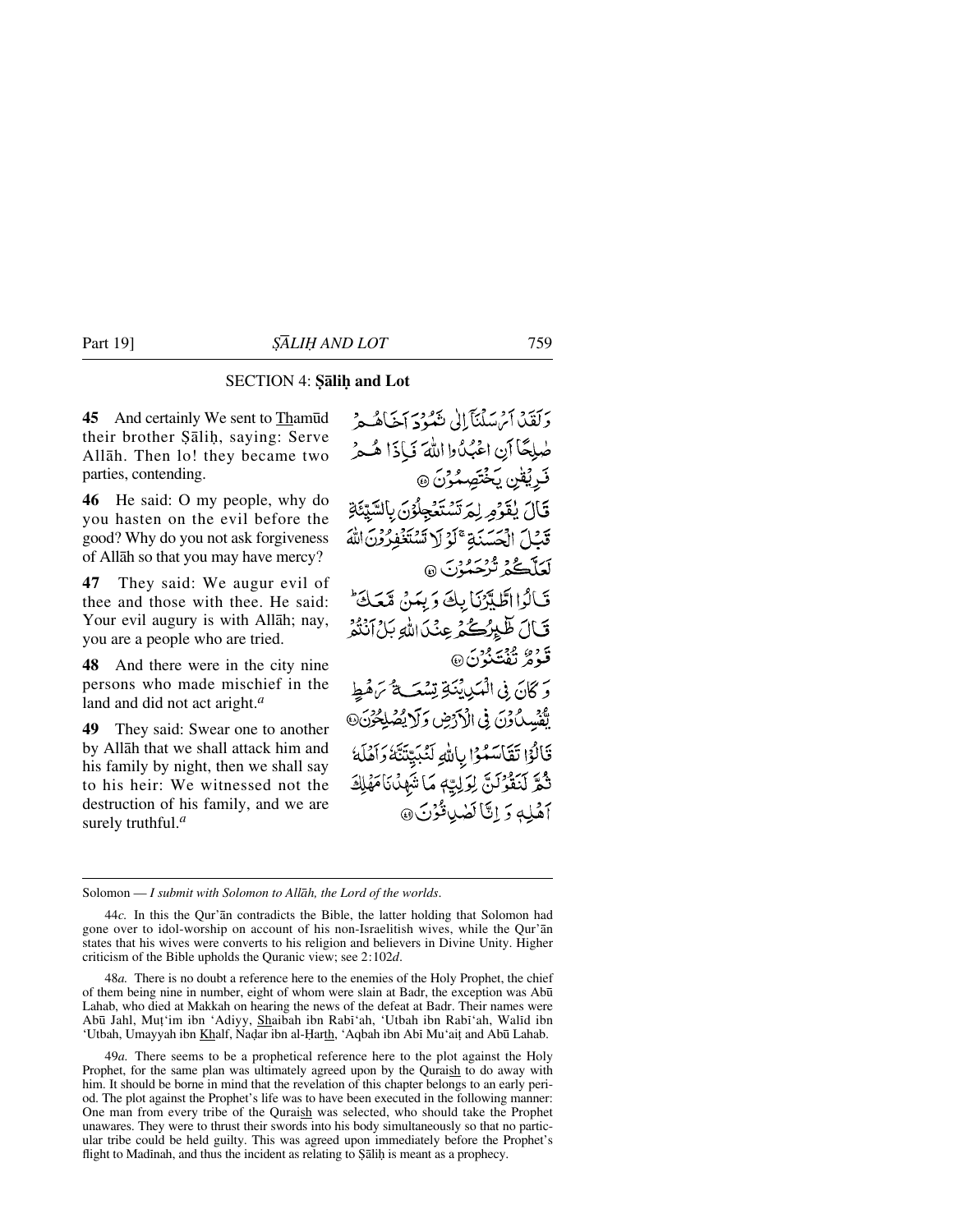## SECTION 4: Ṣāliḥ and Lot

**45** And certainly We sent to Thamūd their brother Ṣāliḥ, saying: Serve Allāh. Then lo! they became two parties, contending.

وَلَقَدْ أَرْسَلْنَآ إِلَىٰ ثَمُودَ أَخَاهُمْ صَٰلِحًا أَنِ ٱعْبُدُوا۟ ٱللَّهَ فَإِذَا هُمْ فَرِيقَانِ يَخْتَصِمُونَ ﴿٤٥﴾

**46** He said: O my people, why do you hasten on the evil before the good? Why do you not ask forgiveness of Allāh so that you may have mercy?

قَالَ يَٰقَوْمِ لِمَ تَسْتَعْجِلُونَ بِٱلسَّيِّئَةِ قَبْلَ ٱلْحَسَنَةِ ۖ لَوْلَا تَسْتَغْفِرُونَ ٱللَّهَ لَعَلَّكُمْ تُرْحَمُونَ ﴿٤٦﴾

**47** They said: We augur evil of thee and those with thee. He said: Your evil augury is with Allāh; nay, you are a people who are tried.

قَالُوا۟ ٱطَّيَّرْنَا بِكَ وَبِمَن مَّعَكَ ۚ قَالَ طَٰٓئِرُكُمْ عِندَ ٱللَّهِ ۖ بَلْ أَنتُمْ قَوْمٌ تُفْتَنُونَ ﴿٤٧﴾

**48** And there were in the city nine persons who made mischief in the land and did not act aright.[a]

وَكَانَ فِى ٱلْمَدِينَةِ تِسْعَةُ رَهْطٍ يُفْسِدُونَ فِى ٱلْأَرْضِ وَلَا يُصْلِحُونَ ﴿٤٨﴾

**49** They said: Swear one to another by Allāh that we shall attack him and his family by night, then we shall say to his heir: We witnessed not the destruction of his family, and we are surely truthful.[a]

قَالُوا۟ تَقَاسَمُوا۟ بِٱللَّهِ لَنُبَيِّتَنَّهُۥ وَأَهْلَهُۥ ثُمَّ لَنَقُولَنَّ لِوَلِيِّهِۦ مَا شَهِدْنَا مَهْلِكَ أَهْلِهِۦ وَإِنَّا لَصَٰدِقُونَ ﴿٤٩﴾

---

Solomon — *I submit with Solomon to Allāh, the Lord of the worlds*.

44*c.* In this the Qur'ān contradicts the Bible, the latter holding that Solomon had gone over to idol-worship on account of his non-Israelitish wives, while the Qur'ān states that his wives were converts to his religion and believers in Divine Unity. Higher criticism of the Bible upholds the Quranic view; see 2:102*d*.

48*a.* There is no doubt a reference here to the enemies of the Holy Prophet, the chief of them being nine in number, eight of whom were slain at Badr, the exception was Abū Lahab, who died at Makkah on hearing the news of the defeat at Badr. Their names were Abū Jahl, Muṭ'im ibn 'Adiyy, Shaibah ibn Rabī'ah, 'Utbah ibn Rabī'ah, Walīd ibn 'Utbah, Umayyah ibn Khalf, Naḍar ibn al-Ḥarth, 'Aqbah ibn Abī Mu'aiṭ and Abū Lahab.

49*a.* There seems to be a prophetical reference here to the plot against the Holy Prophet, for the same plan was ultimately agreed upon by the Quraish to do away with him. It should be borne in mind that the revelation of this chapter belongs to an early period. The plot against the Prophet's life was to have been executed in the following manner: One man from every tribe of the Quraish was selected, who should take the Prophet unawares. They were to thrust their swords into his body simultaneously so that no particular tribe could be held guilty. This was agreed upon immediately before the Prophet's flight to Madīnah, and thus the incident as relating to Ṣāliḥ is meant as a prophecy.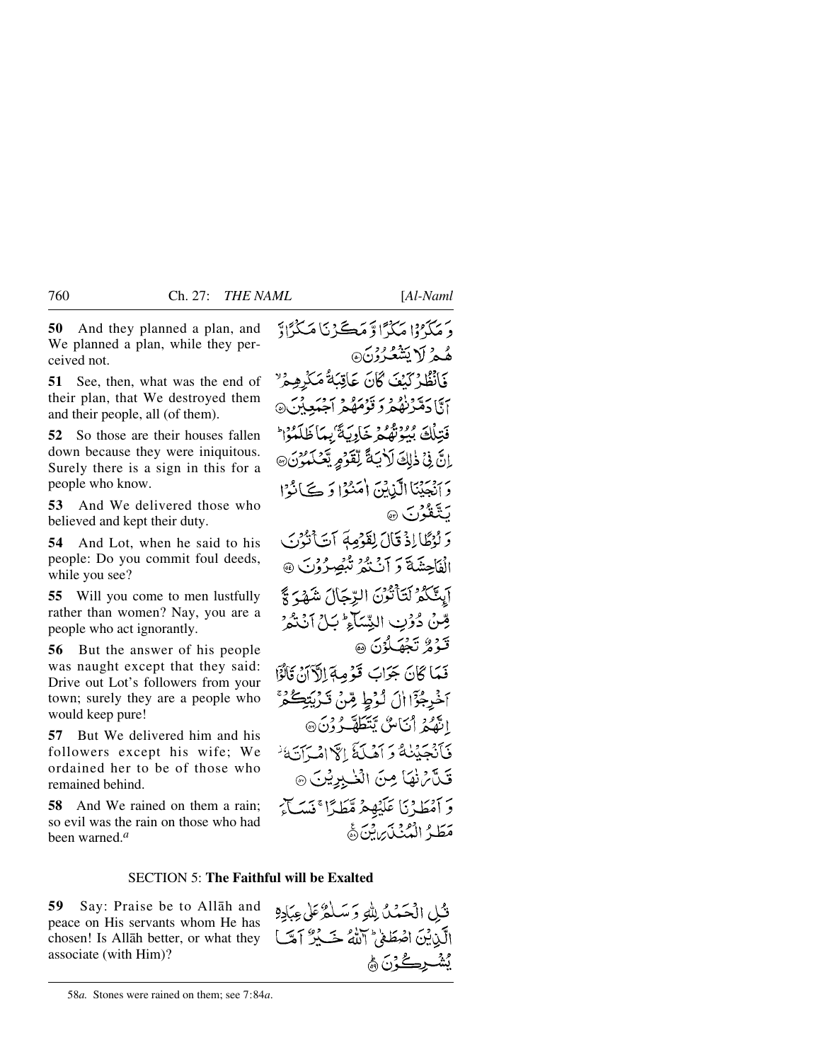**50** And they planned a plan, and We planned a plan, while they perceived not.

وَ مَكَرُوْا مَكْرًا وَّ مَكَرْنَا مَكْرًا وَّ هُمْ لَا يَشْعُرُوْنَ ﴿۵۰﴾

**51** See, then, what was the end of their plan, that We destroyed them and their people, all (of them).

فَانْظُرْ كَيْفَ كَانَ عَاقِبَةُ مَكْرِهِمْ ۙ اَنَّا دَمَّرْنٰهُمْ وَ قَوْمَهُمْ اَجْمَعِيْنَ ﴿۵۱﴾

**52** So those are their houses fallen down because they were iniquitous. Surely there is a sign in this for a people who know.

فَتِلْكَ بُيُوْتُهُمْ خَاوِيَةًۢ بِمَا ظَلَمُوْا ؕ اِنَّ فِيْ ذٰلِكَ لَاٰيَةً لِّقَوْمٍ يَّعْلَمُوْنَ ﴿۵۲﴾

**53** And We delivered those who believed and kept their duty.

وَ اَنْجَيْنَا الَّذِيْنَ اٰمَنُوْا وَ كَانُوْا يَتَّقُوْنَ ﴿۵۳﴾

**54** And Lot, when he said to his people: Do you commit foul deeds, while you see?

وَ لُوْطًا اِذْ قَالَ لِقَوْمِهٖۤ اَتَاْتُوْنَ الْفَاحِشَةَ وَ اَنْتُمْ تُبْصِرُوْنَ ﴿۵۴﴾

**55** Will you come to men lustfully rather than women? Nay, you are a people who act ignorantly.

اَئِنَّكُمْ لَتَاْتُوْنَ الرِّجَالَ شَهْوَةً مِّنْ دُوْنِ النِّسَآءِ ؕ بَلْ اَنْتُمْ قَوْمٌ تَجْهَلُوْنَ ﴿۵۵﴾

**56** But the answer of his people was naught except that they said: Drive out Lot's followers from your town; surely they are a people who would keep pure!

فَمَا كَانَ جَوَابَ قَوْمِهٖۤ اِلَّاۤ اَنْ قَالُوْۤا اَخْرِجُوْۤا اٰلَ لُوْطٍ مِّنْ قَرْيَتِكُمْ ۚ اِنَّهُمْ اُنَاسٌ يَّتَطَهَّرُوْنَ ﴿۵۶﴾

**57** But We delivered him and his followers except his wife; We ordained her to be of those who remained behind.

فَاَنْجَيْنٰهُ وَ اَهْلَهٗۤ اِلَّا امْرَاَتَهٗ ۫ قَدَّرْنٰهَا مِنَ الْغٰبِرِيْنَ ﴿۵۷﴾

**58** And We rained on them a rain; so evil was the rain on those who had been warned.[a]

وَ اَمْطَرْنَا عَلَيْهِمْ مَّطَرًا ۚ فَسَآءَ مَطَرُ الْمُنْذَرِيْنَ ﴿۵۸﴾

## SECTION 5: The Faithful will be Exalted

**59** Say: Praise be to Allāh and peace on His servants whom He has chosen! Is Allāh better, or what they associate (with Him)?

قُلِ الْحَمْدُ لِلّٰهِ وَ سَلٰمٌ عَلٰى عِبَادِهِ الَّذِيْنَ اصْطَفٰى ؕ آٰللّٰهُ خَيْرٌ اَمَّا يُشْرِكُوْنَ ﴿۵۹﴾

---

58*a*. Stones were rained on them; see 7:84*a*.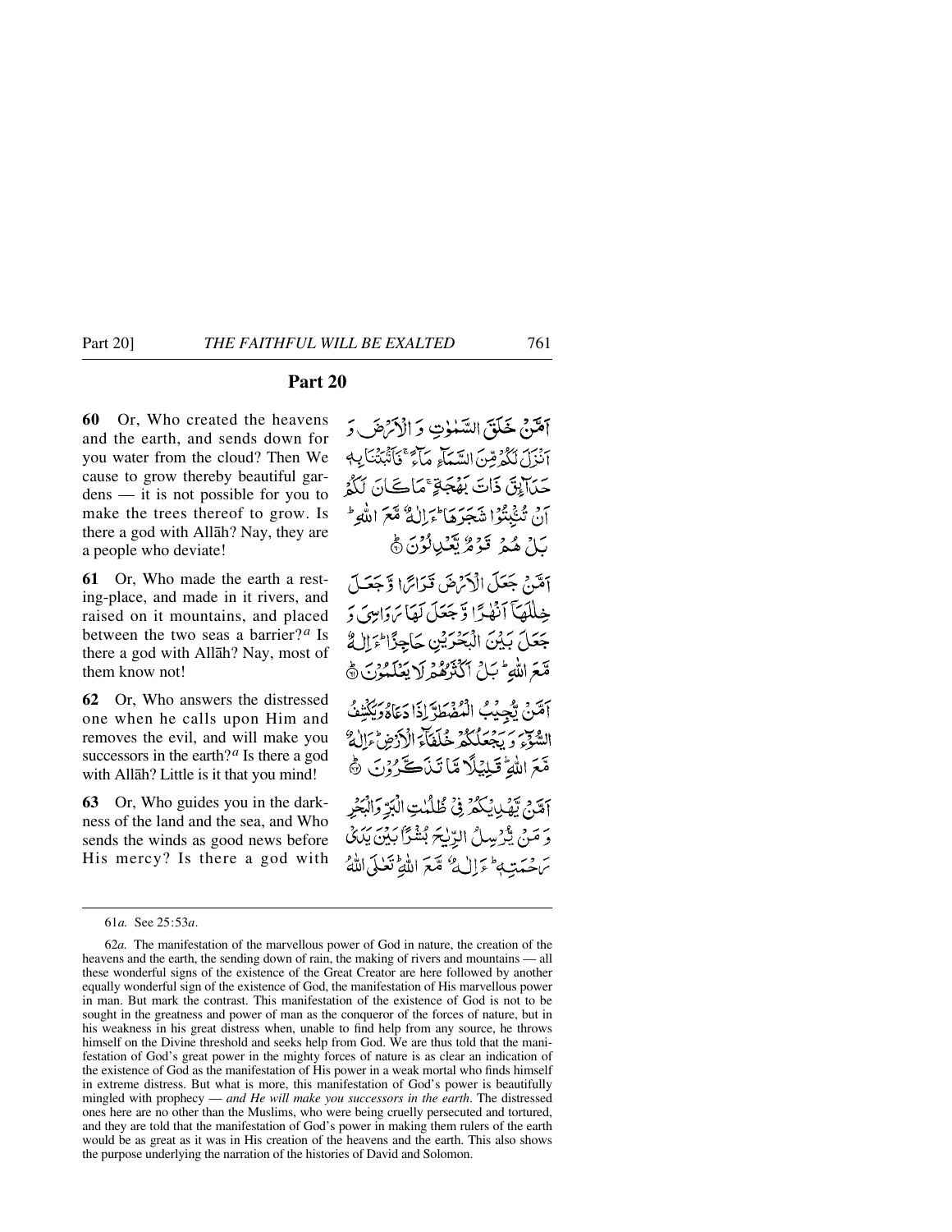## Part 20

**60** Or, Who created the heavens and the earth, and sends down for you water from the cloud? Then We cause to grow thereby beautiful gardens — it is not possible for you to make the trees thereof to grow. Is there a god with Allāh? Nay, they are a people who deviate!

أَمَّنْ خَلَقَ السَّمٰوٰتِ وَ الْأَرْضَ وَ أَنْزَلَ لَكُمْ مِّنَ السَّمَآءِ مَآءً ۚ فَأَنْۢبَتْنَا بِهٖ حَدَآئِقَ ذَاتَ بَهْجَةٍ ۚ مَا كَانَ لَكُمْ أَنْ تُنْۢبِتُوْا شَجَرَهَا ؕ ءَاِلٰهٌ مَّعَ اللّٰهِ ؕ بَلْ هُمْ قَوْمٌ يَّعْدِلُوْنَ ﴿۶۰﴾

**61** Or, Who made the earth a resting-place, and made in it rivers, and raised on it mountains, and placed between the two seas a barrier?[a] Is there a god with Allāh? Nay, most of them know not!

أَمَّنْ جَعَلَ الْأَرْضَ قَرَارًا وَّ جَعَلَ خِلٰلَهَآ أَنْهٰرًا وَّ جَعَلَ لَهَا رَوَاسِيَ وَ جَعَلَ بَيْنَ الْبَحْرَيْنِ حَاجِزًا ؕ ءَاِلٰهٌ مَّعَ اللّٰهِ ؕ بَلْ أَكْثَرُهُمْ لَا يَعْلَمُوْنَ ﴿۶۱﴾

**62** Or, Who answers the distressed one when he calls upon Him and removes the evil, and will make you successors in the earth?[a] Is there a god with Allāh? Little is it that you mind!

أَمَّنْ يُّجِيْبُ الْمُضْطَرَّ إِذَا دَعَاهُ وَ يَكْشِفُ السُّوْٓءَ وَ يَجْعَلُكُمْ خُلَفَآءَ الْأَرْضِ ؕ ءَاِلٰهٌ مَّعَ اللّٰهِ ؕ قَلِيْلًا مَّا تَذَكَّرُوْنَ ﴿۶۲﴾

**63** Or, Who guides you in the darkness of the land and the sea, and Who sends the winds as good news before His mercy? Is there a god with

أَمَّنْ يَّهْدِيْكُمْ فِيْ ظُلُمٰتِ الْبَرِّ وَ الْبَحْرِ وَ مَنْ يُّرْسِلُ الرِّيٰحَ بُشْرًاۢ بَيْنَ يَدَيْ رَحْمَتِهٖ ؕ ءَاِلٰهٌ مَّعَ اللّٰهِ ؕ تَعٰلَى اللّٰهُ

---

61*a.* See 25:53*a*.

62*a.* The manifestation of the marvellous power of God in nature, the creation of the heavens and the earth, the sending down of rain, the making of rivers and mountains — all these wonderful signs of the existence of the Great Creator are here followed by another equally wonderful sign of the existence of God, the manifestation of His marvellous power in man. But mark the contrast. This manifestation of the existence of God is not to be sought in the greatness and power of man as the conqueror of the forces of nature, but in his weakness in his great distress when, unable to find help from any source, he throws himself on the Divine threshold and seeks help from God. We are thus told that the manifestation of God's great power in the mighty forces of nature is as clear an indication of the existence of God as the manifestation of His power in a weak mortal who finds himself in extreme distress. But what is more, this manifestation of God's power is beautifully mingled with prophecy — *and He will make you successors in the earth*. The distressed ones here are no other than the Muslims, who were being cruelly persecuted and tortured, and they are told that the manifestation of God's power in making them rulers of the earth would be as great as it was in His creation of the heavens and the earth. This also shows the purpose underlying the narration of the histories of David and Solomon.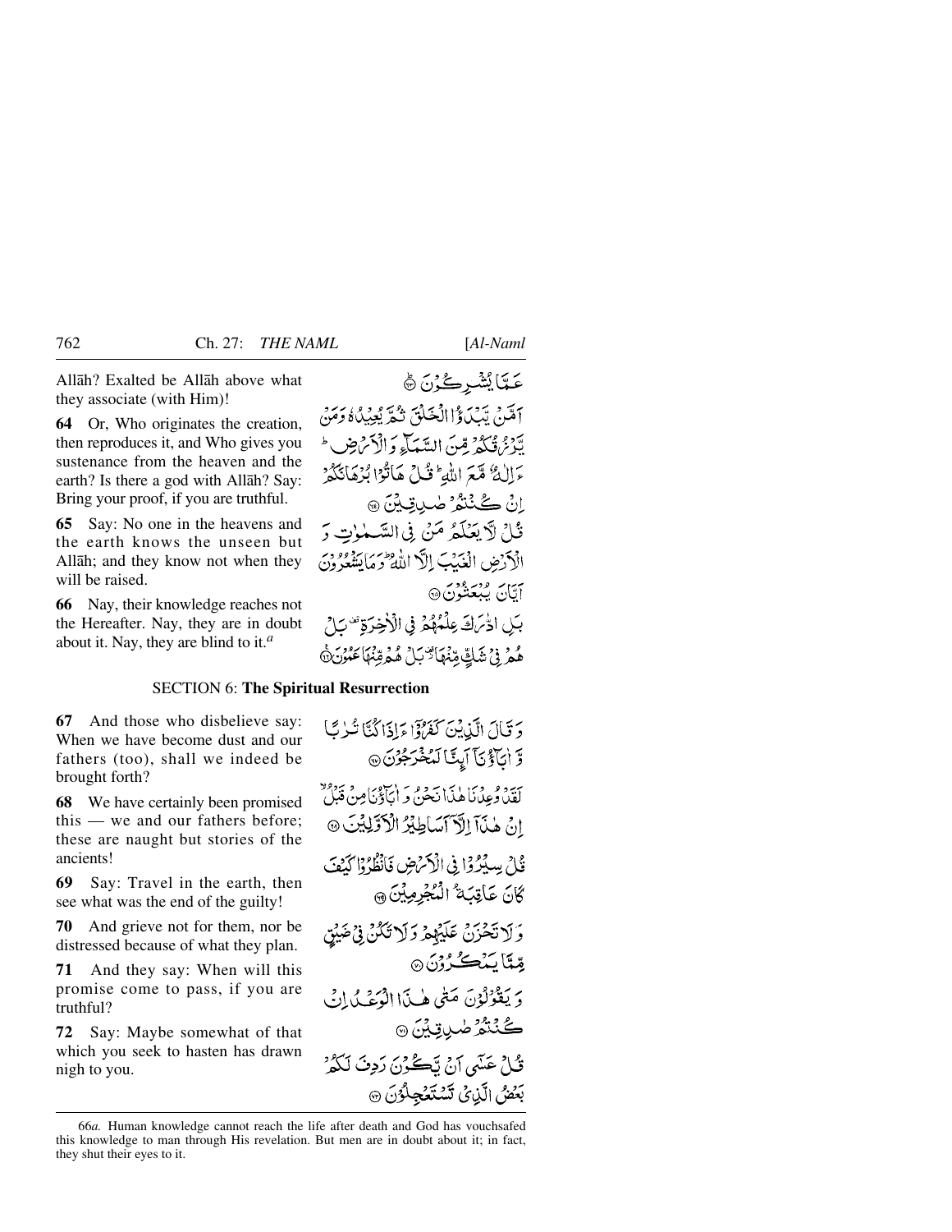Allāh? Exalted be Allāh above what they associate (with Him)!

عَمَّا يُشْرِكُوْنَ ﴿٦٣﴾

**64** Or, Who originates the creation, then reproduces it, and Who gives you sustenance from the heaven and the earth? Is there a god with Allāh? Say: Bring your proof, if you are truthful.

اَمَّنْ يَّبْدَؤُا الْخَلْقَ ثُمَّ يُعِيْدُهٗ وَمَنْ يَّرْزُقُكُمْ مِّنَ السَّمَآءِ وَالْاَرْضِ ؕ ءَاِلٰهٌ مَّعَ اللّٰهِ ؕ قُلْ هَاتُوْا بُرْهَانَكُمْ اِنْ كُنْتُمْ صٰدِقِيْنَ ﴿٦٤﴾

**65** Say: No one in the heavens and the earth knows the unseen but Allāh; and they know not when they will be raised.

قُلْ لَّا يَعْلَمُ مَنْ فِى السَّمٰوٰتِ وَالْاَرْضِ الْغَيْبَ اِلَّا اللّٰهُ ؕ وَمَا يَشْعُرُوْنَ اَيَّانَ يُبْعَثُوْنَ ﴿٦٥﴾

**66** Nay, their knowledge reaches not the Hereafter. Nay, they are in doubt about it. Nay, they are blind to it.[a]

بَلِ ادّٰرَكَ عِلْمُهُمْ فِى الْاٰخِرَةِ ۚ بَلْ هُمْ فِىْ شَكٍّ مِّنْهَا ۚ بَلْ هُمْ مِّنْهَا عَمُوْنَ ﴿٦٦﴾

## SECTION 6: The Spiritual Resurrection

**67** And those who disbelieve say: When we have become dust and our fathers (too), shall we indeed be brought forth?

وَقَالَ الَّذِيْنَ كَفَرُوْٓا ءَاِذَا كُنَّا تُرٰبًا وَّاٰبَآؤُنَآ اَئِنَّا لَمُخْرَجُوْنَ ﴿٦٧﴾

**68** We have certainly been promised this — we and our fathers before; these are naught but stories of the ancients!

لَقَدْ وُعِدْنَا هٰذَا نَحْنُ وَاٰبَآؤُنَا مِنْ قَبْلُ ۙ اِنْ هٰذَآ اِلَّآ اَسَاطِيْرُ الْاَوَّلِيْنَ ﴿٦٨﴾

**69** Say: Travel in the earth, then see what was the end of the guilty!

قُلْ سِيْرُوْا فِى الْاَرْضِ فَانْظُرُوْا كَيْفَ كَانَ عَاقِبَةُ الْمُجْرِمِيْنَ ﴿٦٩﴾

**70** And grieve not for them, nor be distressed because of what they plan.

وَلَا تَحْزَنْ عَلَيْهِمْ وَلَا تَكُنْ فِىْ ضَيْقٍ مِّمَّا يَمْكُرُوْنَ ﴿٧٠﴾

**71** And they say: When will this promise come to pass, if you are truthful?

وَيَقُوْلُوْنَ مَتٰى هٰذَا الْوَعْدُ اِنْ كُنْتُمْ صٰدِقِيْنَ ﴿٧١﴾

**72** Say: Maybe somewhat of that which you seek to hasten has drawn nigh to you.

قُلْ عَسٰٓى اَنْ يَّكُوْنَ رَدِفَ لَكُمْ بَعْضُ الَّذِىْ تَسْتَعْجِلُوْنَ ﴿٧٢﴾

---

66*a.* Human knowledge cannot reach the life after death and God has vouchsafed this knowledge to man through His revelation. But men are in doubt about it; in fact, they shut their eyes to it.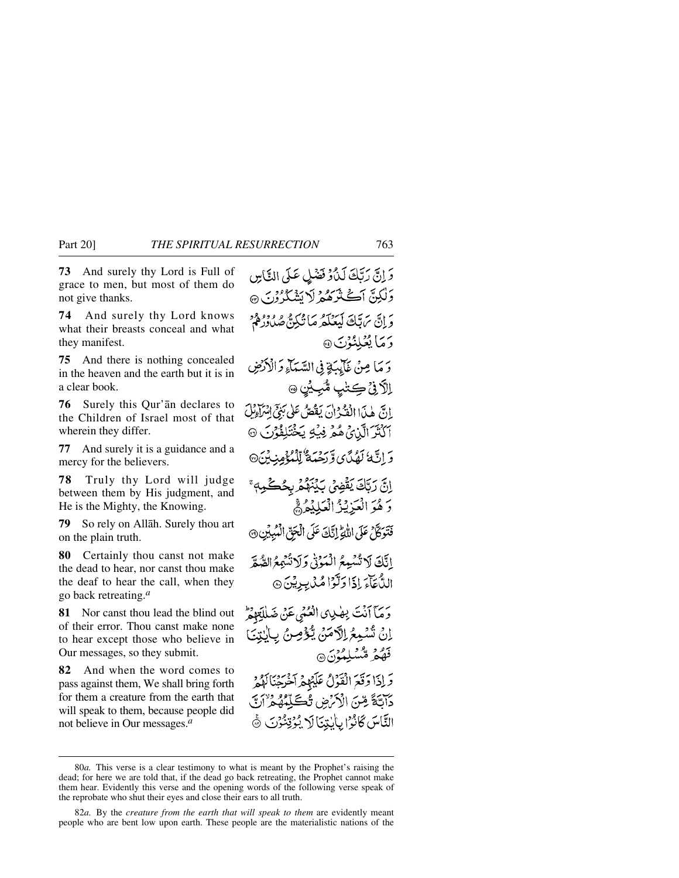**73** And surely thy Lord is Full of grace to men, but most of them do not give thanks.

وَ اِنَّ رَبَّكَ لَذُوْ فَضْلٍ عَلَى النَّاسِ وَلٰكِنَّ اَكْثَرَهُمْ لَا يَشْكُرُوْنَ ۝

**74** And surely thy Lord knows what their breasts conceal and what they manifest.

وَ اِنَّ رَبَّكَ لَيَعْلَمُ مَا تُكِنُّ صُدُوْرُهُمْ وَمَا يُعْلِنُوْنَ ۝

**75** And there is nothing concealed in the heaven and the earth but it is in a clear book.

وَ مَا مِنْ غَآئِبَةٍ فِى السَّمَآءِ وَ الْاَرْضِ اِلَّا فِىْ كِتٰبٍ مُّبِيْنٍ ۝

**76** Surely this Qur'ān declares to the Children of Israel most of that wherein they differ.

اِنَّ هٰذَا الْقُرْاٰنَ يَقُصُّ عَلٰى بَنِىْٓ اِسْرَآءِيْلَ اَكْثَرَ الَّذِىْ هُمْ فِيْهِ يَخْتَلِفُوْنَ ۝

**77** And surely it is a guidance and a mercy for the believers.

وَ اِنَّهٗ لَهُدًى وَّ رَحْمَةٌ لِّلْمُؤْمِنِيْنَ ۝

**78** Truly thy Lord will judge between them by His judgment, and He is the Mighty, the Knowing.

اِنَّ رَبَّكَ يَقْضِىْ بَيْنَهُمْ بِحُكْمِهٖ ۚ وَ هُوَ الْعَزِيْزُ الْعَلِيْمُ ۝

**79** So rely on Allāh. Surely thou art on the plain truth.

فَتَوَكَّلْ عَلَى اللّٰهِ ؕ اِنَّكَ عَلَى الْحَقِّ الْمُبِيْنِ ۝

**80** Certainly thou canst not make the dead to hear, nor canst thou make the deaf to hear the call, when they go back retreating.[a]

اِنَّكَ لَا تُسْمِعُ الْمَوْتٰى وَلَا تُسْمِعُ الصُّمَّ الدُّعَآءَ اِذَا وَلَّوْا مُدْبِرِيْنَ ۝

**81** Nor canst thou lead the blind out of their error. Thou canst make none to hear except those who believe in Our messages, so they submit.

وَمَآ اَنْتَ بِهٰدِى الْعُمْىِ عَنْ ضَلٰلَتِهِمْ ؕ اِنْ تُسْمِعُ اِلَّا مَنْ يُّؤْمِنُ بِاٰيٰتِنَا فَهُمْ مُّسْلِمُوْنَ ۝

**82** And when the word comes to pass against them, We shall bring forth for them a creature from the earth that will speak to them, because people did not believe in Our messages.[a]

وَ اِذَا وَقَعَ الْقَوْلُ عَلَيْهِمْ اَخْرَجْنَا لَهُمْ دَآبَّةً مِّنَ الْاَرْضِ تُكَلِّمُهُمْ ۙ اَنَّ النَّاسَ كَانُوْا بِاٰيٰتِنَا لَا يُوْقِنُوْنَ ۝

---

80*a.* This verse is a clear testimony to what is meant by the Prophet's raising the dead; for here we are told that, if the dead go back retreating, the Prophet cannot make them hear. Evidently this verse and the opening words of the following verse speak of the reprobate who shut their eyes and close their ears to all truth.

82*a.* By the *creature from the earth that will speak to them* are evidently meant people who are bent low upon earth. These people are the materialistic nations of the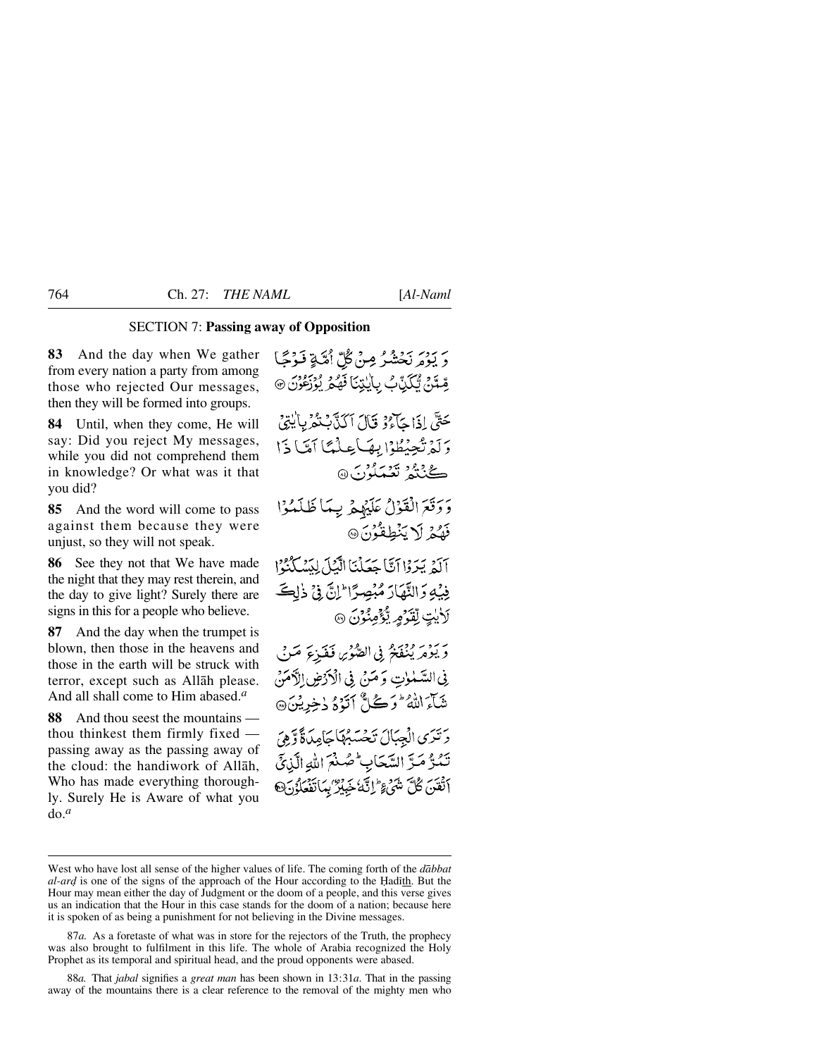## SECTION 7: **Passing away of Opposition**

**83** And the day when We gather from every nation a party from among those who rejected Our messages, then they will be formed into groups.

وَ يَوۡمَ نَحۡشُرُ مِنۡ كُلِّ اُمَّةٍ فَوۡجًا مِّمَّنۡ يُّكَذِّبُ بِاٰيٰتِنَا فَهُمۡ يُوۡزَعُوۡنَ ﴿۸۳﴾

**84** Until, when they come, He will say: Did you reject My messages, while you did not comprehend them in knowledge? Or what was it that you did?

حَتّٰۤى اِذَا جَآءُوۡ قَالَ اَكَذَّبۡتُمۡ بِاٰيٰتِىۡ وَ لَمۡ تُحِيۡطُوۡا بِهَا عِلۡمًا اَمَّا ذَا كُنۡتُمۡ تَعۡمَلُوۡنَ ﴿۸۴﴾

**85** And the word will come to pass against them because they were unjust, so they will not speak.

وَ وَقَعَ الۡقَوۡلُ عَلَيۡهِمۡ بِمَا ظَلَمُوۡا فَهُمۡ لَا يَنۡطِقُوۡنَ ﴿۸۵﴾

**86** See they not that We have made the night that they may rest therein, and the day to give light? Surely there are signs in this for a people who believe.

اَلَمۡ يَرَوۡا اَنَّا جَعَلۡنَا الَّيۡلَ لِيَسۡكُنُوۡا فِيۡهِ وَ النَّهَارَ مُبۡصِرًا ؕ اِنَّ فِىۡ ذٰلِكَ لَاٰيٰتٍ لِّقَوۡمٍ يُّؤۡمِنُوۡنَ ﴿۸۶﴾

**87** And the day when the trumpet is blown, then those in the heavens and those in the earth will be struck with terror, except such as Allāh please. And all shall come to Him abased.[a]

وَ يَوۡمَ يُنۡفَخُ فِى الصُّوۡرِ فَفَزِعَ مَنۡ فِى السَّمٰوٰتِ وَ مَنۡ فِى الۡاَرۡضِ اِلَّا مَنۡ شَآءَ اللّٰهُ ؕ وَ كُلٌّ اَتَوۡهُ دٰخِرِيۡنَ ﴿۸۷﴾

**88** And thou seest the mountains — thou thinkest them firmly fixed — passing away as the passing away of the cloud: the handiwork of Allāh, Who has made everything thoroughly. Surely He is Aware of what you do.[a]

وَ تَرَى الۡجِبَالَ تَحۡسَبُهَا جَامِدَةً وَّ هِىَ تَمُرُّ مَرَّ السَّحَابِ ؕ صُنۡعَ اللّٰهِ الَّذِىۡۤ اَتۡقَنَ كُلَّ شَىۡءٍ ؕ اِنَّهٗ خَبِيۡرٌۢ بِمَا تَفۡعَلُوۡنَ ﴿۸۸﴾

---

West who have lost all sense of the higher values of life. The coming forth of the *dābbat al-arḍ* is one of the signs of the approach of the Hour according to the Ḥadīth. But the Hour may mean either the day of Judgment or the doom of a people, and this verse gives us an indication that the Hour in this case stands for the doom of a nation; because here it is spoken of as being a punishment for not believing in the Divine messages.

87*a.* As a foretaste of what was in store for the rejectors of the Truth, the prophecy was also brought to fulfilment in this life. The whole of Arabia recognized the Holy Prophet as its temporal and spiritual head, and the proud opponents were abased.

88*a.* That *jabal* signifies a *great man* has been shown in 13:31*a*. That in the passing away of the mountains there is a clear reference to the removal of the mighty men who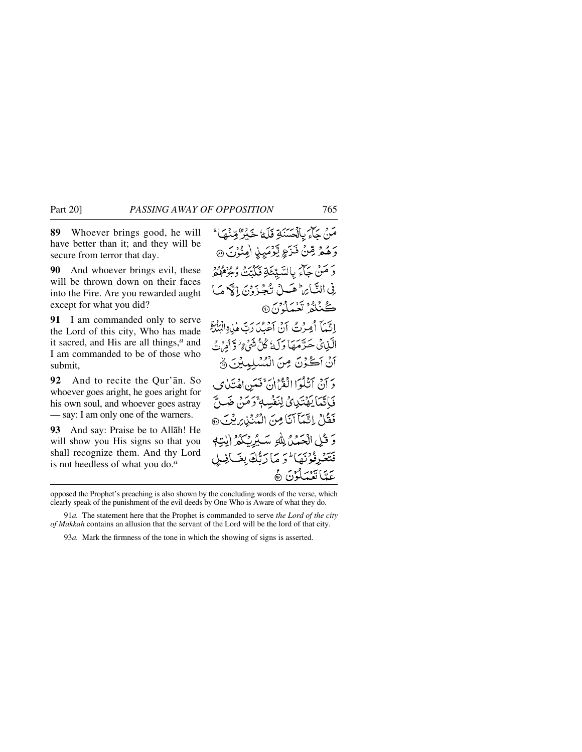**89** Whoever brings good, he will have better than it; and they will be secure from terror that day.

**90** And whoever brings evil, these will be thrown down on their faces into the Fire. Are you rewarded aught except for what you did?

**91** I am commanded only to serve the Lord of this city, Who has made it sacred, and His are all things,[a] and I am commanded to be of those who submit,

**92** And to recite the Qur'ān. So whoever goes aright, he goes aright for his own soul, and whoever goes astray — say: I am only one of the warners.

**93** And say: Praise be to Allāh! He will show you His signs so that you shall recognize them. And thy Lord is not heedless of what you do.[a]

مَنْ جَآءَ بِالْحَسَنَةِ فَلَهٗ خَيْرٌ مِّنْهَا ۚ وَهُمْ مِّنْ فَزَعٍ يَّوْمَئِذٍ اٰمِنُوْنَ ﴿۸۹﴾

وَمَنْ جَآءَ بِالسَّيِّئَةِ فَكُبَّتْ وُجُوْهُهُمْ فِي النَّارِ ؕ هَلْ تُجْزَوْنَ اِلَّا مَا كُنْتُمْ تَعْمَلُوْنَ ﴿۹۰﴾

اِنَّمَاۤ اُمِرْتُ اَنْ اَعْبُدَ رَبَّ هٰذِهِ الْبَلْدَةِ الَّذِيْ حَرَّمَهَا وَلَهٗ كُلُّ شَيْءٍ ؗ وَّاُمِرْتُ اَنْ اَكُوْنَ مِنَ الْمُسْلِمِيْنَ ﴿۹۱﴾

وَاَنْ اَتْلُوَا الْقُرْاٰنَ ۚ فَمَنِ اهْتَدٰى فَاِنَّمَا يَهْتَدِيْ لِنَفْسِهٖ ۚ وَمَنْ ضَلَّ فَقُلْ اِنَّمَاۤ اَنَا مِنَ الْمُنْذِرِيْنَ ﴿۹۲﴾

وَقُلِ الْحَمْدُ لِلّٰهِ سَيُرِيْكُمْ اٰيٰتِهٖ فَتَعْرِفُوْنَهَا ؕ وَمَا رَبُّكَ بِغَافِلٍ عَمَّا تَعْمَلُوْنَ ﴿۹۳﴾

---

opposed the Prophet's preaching is also shown by the concluding words of the verse, which clearly speak of the punishment of the evil deeds by One Who is Aware of what they do.

91*a.* The statement here that the Prophet is commanded to serve *the Lord of the city of Makkah* contains an allusion that the servant of the Lord will be the lord of that city.

93*a.* Mark the firmness of the tone in which the showing of signs is asserted.